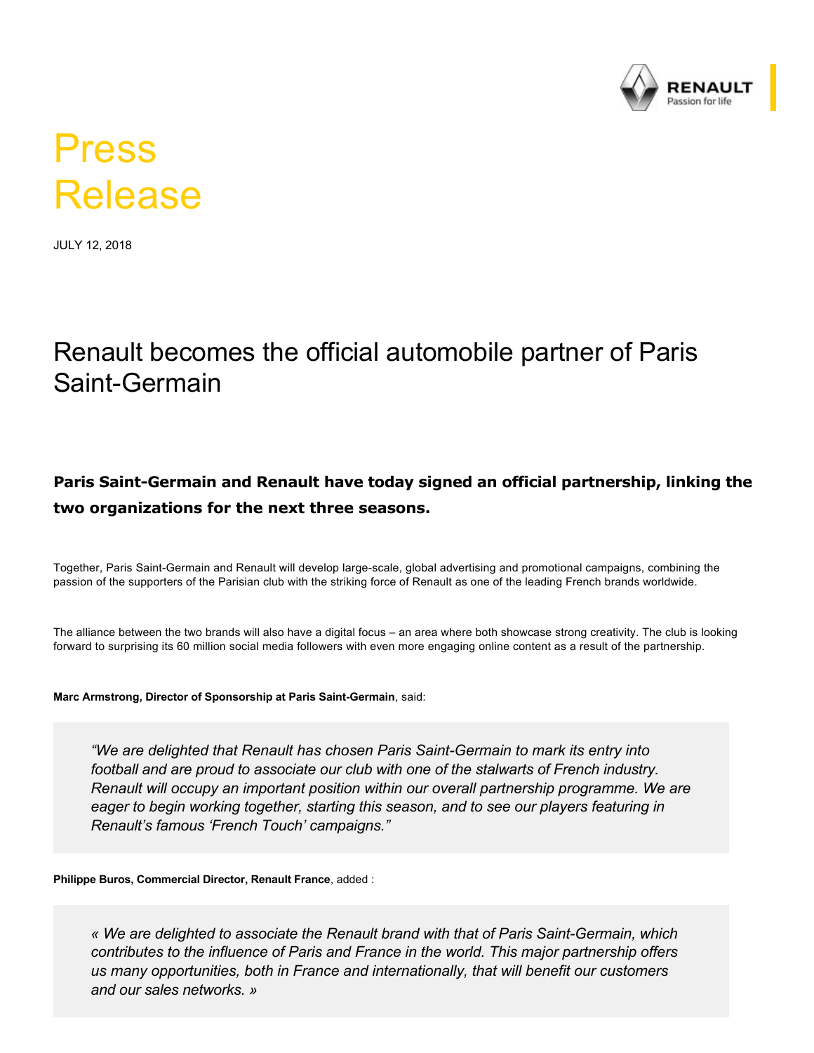# Press Release

JULY 12, 2018

## Renault becomes the official automobile partner of Paris Saint-Germain

**Paris Saint-Germain and Renault have today signed an official partnership, linking the two organizations for the next three seasons.**

Together, Paris Saint-Germain and Renault will develop large-scale, global advertising and promotional campaigns, combining the passion of the supporters of the Parisian club with the striking force of Renault as one of the leading French brands worldwide.

The alliance between the two brands will also have a digital focus – an area where both showcase strong creativity. The club is looking forward to surprising its 60 million social media followers with even more engaging online content as a result of the partnership.

**Marc Armstrong, Director of Sponsorship at Paris Saint-Germain**, said:

> *"We are delighted that Renault has chosen Paris Saint-Germain to mark its entry into football and are proud to associate our club with one of the stalwarts of French industry. Renault will occupy an important position within our overall partnership programme. We are eager to begin working together, starting this season, and to see our players featuring in Renault's famous 'French Touch' campaigns."*

**Philippe Buros, Commercial Director, Renault France**, added :

> *« We are delighted to associate the Renault brand with that of Paris Saint-Germain, which contributes to the influence of Paris and France in the world. This major partnership offers us many opportunities, both in France and internationally, that will benefit our customers and our sales networks. »*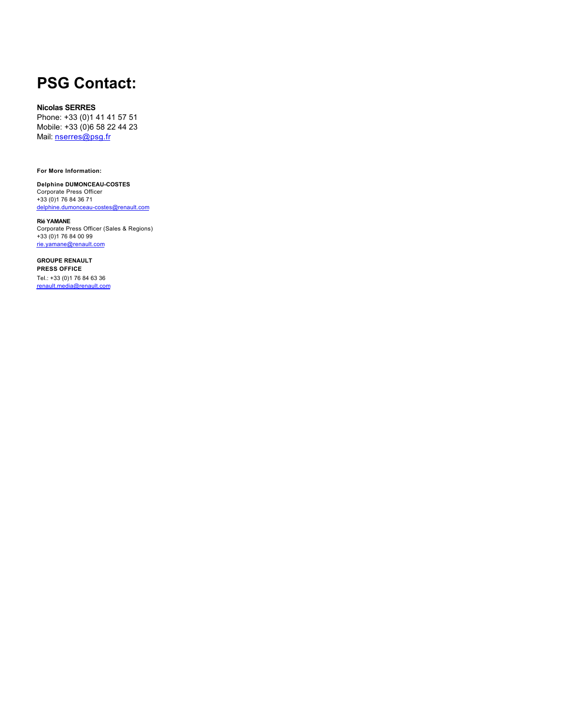# PSG Contact:

**Nicolas SERRES**
Phone: +33 (0)1 41 41 57 51
Mobile: +33 (0)6 58 22 44 23
Mail: nserres@psg.fr

**For More Information:**

**Delphine DUMONCEAU-COSTES**
Corporate Press Officer
+33 (0)1 76 84 36 71
delphine.dumonceau-costes@renault.com

**Rié YAMANE**
Corporate Press Officer (Sales & Regions)
+33 (0)1 76 84 00 99
rie.yamane@renault.com

**GROUPE RENAULT**
**PRESS OFFICE**
Tel.: +33 (0)1 76 84 63 36
renault.media@renault.com